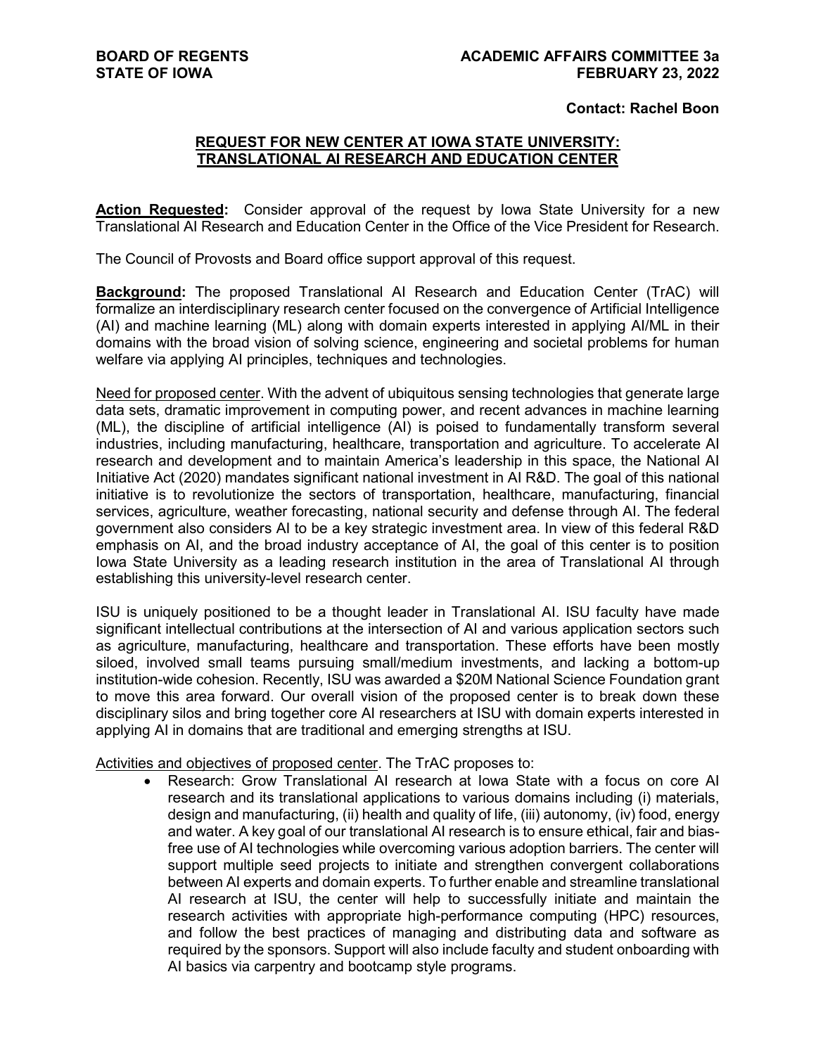**BOARD OF REGENTS**
**STATE OF IOWA**

**ACADEMIC AFFAIRS COMMITTEE 3a**
**FEBRUARY 23, 2022**

**Contact: Rachel Boon**

## REQUEST FOR NEW CENTER AT IOWA STATE UNIVERSITY: TRANSLATIONAL AI RESEARCH AND EDUCATION CENTER

**Action Requested:** Consider approval of the request by Iowa State University for a new Translational AI Research and Education Center in the Office of the Vice President for Research.

The Council of Provosts and Board office support approval of this request.

**Background:** The proposed Translational AI Research and Education Center (TrAC) will formalize an interdisciplinary research center focused on the convergence of Artificial Intelligence (AI) and machine learning (ML) along with domain experts interested in applying AI/ML in their domains with the broad vision of solving science, engineering and societal problems for human welfare via applying AI principles, techniques and technologies.

Need for proposed center. With the advent of ubiquitous sensing technologies that generate large data sets, dramatic improvement in computing power, and recent advances in machine learning (ML), the discipline of artificial intelligence (AI) is poised to fundamentally transform several industries, including manufacturing, healthcare, transportation and agriculture. To accelerate AI research and development and to maintain America's leadership in this space, the National AI Initiative Act (2020) mandates significant national investment in AI R&D. The goal of this national initiative is to revolutionize the sectors of transportation, healthcare, manufacturing, financial services, agriculture, weather forecasting, national security and defense through AI. The federal government also considers AI to be a key strategic investment area. In view of this federal R&D emphasis on AI, and the broad industry acceptance of AI, the goal of this center is to position Iowa State University as a leading research institution in the area of Translational AI through establishing this university-level research center.

ISU is uniquely positioned to be a thought leader in Translational AI. ISU faculty have made significant intellectual contributions at the intersection of AI and various application sectors such as agriculture, manufacturing, healthcare and transportation. These efforts have been mostly siloed, involved small teams pursuing small/medium investments, and lacking a bottom-up institution-wide cohesion. Recently, ISU was awarded a $20M National Science Foundation grant to move this area forward. Our overall vision of the proposed center is to break down these disciplinary silos and bring together core AI researchers at ISU with domain experts interested in applying AI in domains that are traditional and emerging strengths at ISU.

Activities and objectives of proposed center. The TrAC proposes to:

- Research: Grow Translational AI research at Iowa State with a focus on core AI research and its translational applications to various domains including (i) materials, design and manufacturing, (ii) health and quality of life, (iii) autonomy, (iv) food, energy and water. A key goal of our translational AI research is to ensure ethical, fair and bias-free use of AI technologies while overcoming various adoption barriers. The center will support multiple seed projects to initiate and strengthen convergent collaborations between AI experts and domain experts. To further enable and streamline translational AI research at ISU, the center will help to successfully initiate and maintain the research activities with appropriate high-performance computing (HPC) resources, and follow the best practices of managing and distributing data and software as required by the sponsors. Support will also include faculty and student onboarding with AI basics via carpentry and bootcamp style programs.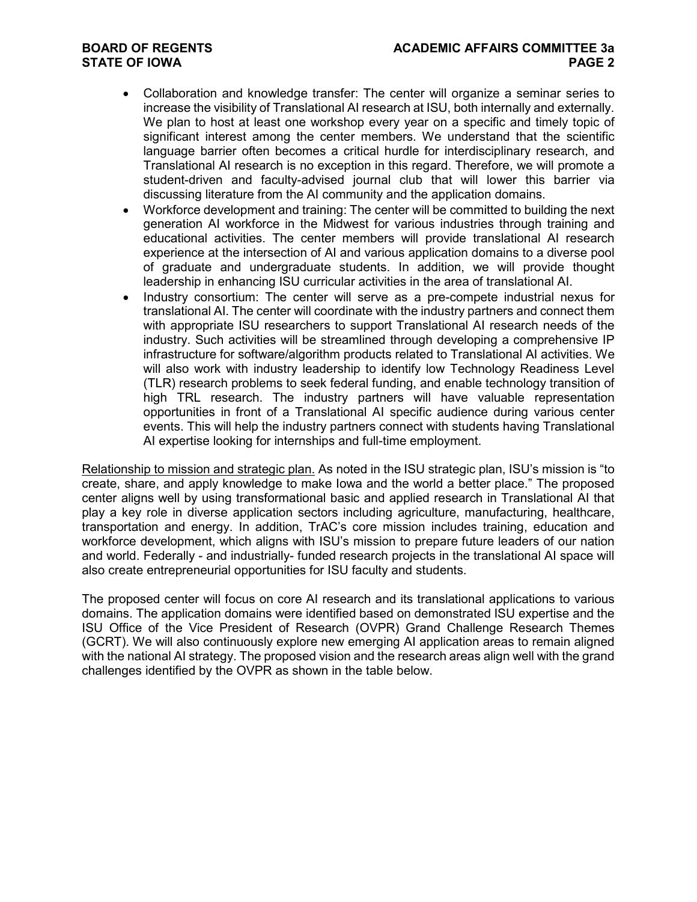- Collaboration and knowledge transfer: The center will organize a seminar series to increase the visibility of Translational AI research at ISU, both internally and externally. We plan to host at least one workshop every year on a specific and timely topic of significant interest among the center members. We understand that the scientific language barrier often becomes a critical hurdle for interdisciplinary research, and Translational AI research is no exception in this regard. Therefore, we will promote a student-driven and faculty-advised journal club that will lower this barrier via discussing literature from the AI community and the application domains.
- Workforce development and training: The center will be committed to building the next generation AI workforce in the Midwest for various industries through training and educational activities. The center members will provide translational AI research experience at the intersection of AI and various application domains to a diverse pool of graduate and undergraduate students. In addition, we will provide thought leadership in enhancing ISU curricular activities in the area of translational AI.
- Industry consortium: The center will serve as a pre-compete industrial nexus for translational AI. The center will coordinate with the industry partners and connect them with appropriate ISU researchers to support Translational AI research needs of the industry. Such activities will be streamlined through developing a comprehensive IP infrastructure for software/algorithm products related to Translational AI activities. We will also work with industry leadership to identify low Technology Readiness Level (TLR) research problems to seek federal funding, and enable technology transition of high TRL research. The industry partners will have valuable representation opportunities in front of a Translational AI specific audience during various center events. This will help the industry partners connect with students having Translational AI expertise looking for internships and full-time employment.

Relationship to mission and strategic plan. As noted in the ISU strategic plan, ISU's mission is "to create, share, and apply knowledge to make Iowa and the world a better place." The proposed center aligns well by using transformational basic and applied research in Translational AI that play a key role in diverse application sectors including agriculture, manufacturing, healthcare, transportation and energy. In addition, TrAC's core mission includes training, education and workforce development, which aligns with ISU's mission to prepare future leaders of our nation and world. Federally - and industrially- funded research projects in the translational AI space will also create entrepreneurial opportunities for ISU faculty and students.

The proposed center will focus on core AI research and its translational applications to various domains. The application domains were identified based on demonstrated ISU expertise and the ISU Office of the Vice President of Research (OVPR) Grand Challenge Research Themes (GCRT). We will also continuously explore new emerging AI application areas to remain aligned with the national AI strategy. The proposed vision and the research areas align well with the grand challenges identified by the OVPR as shown in the table below.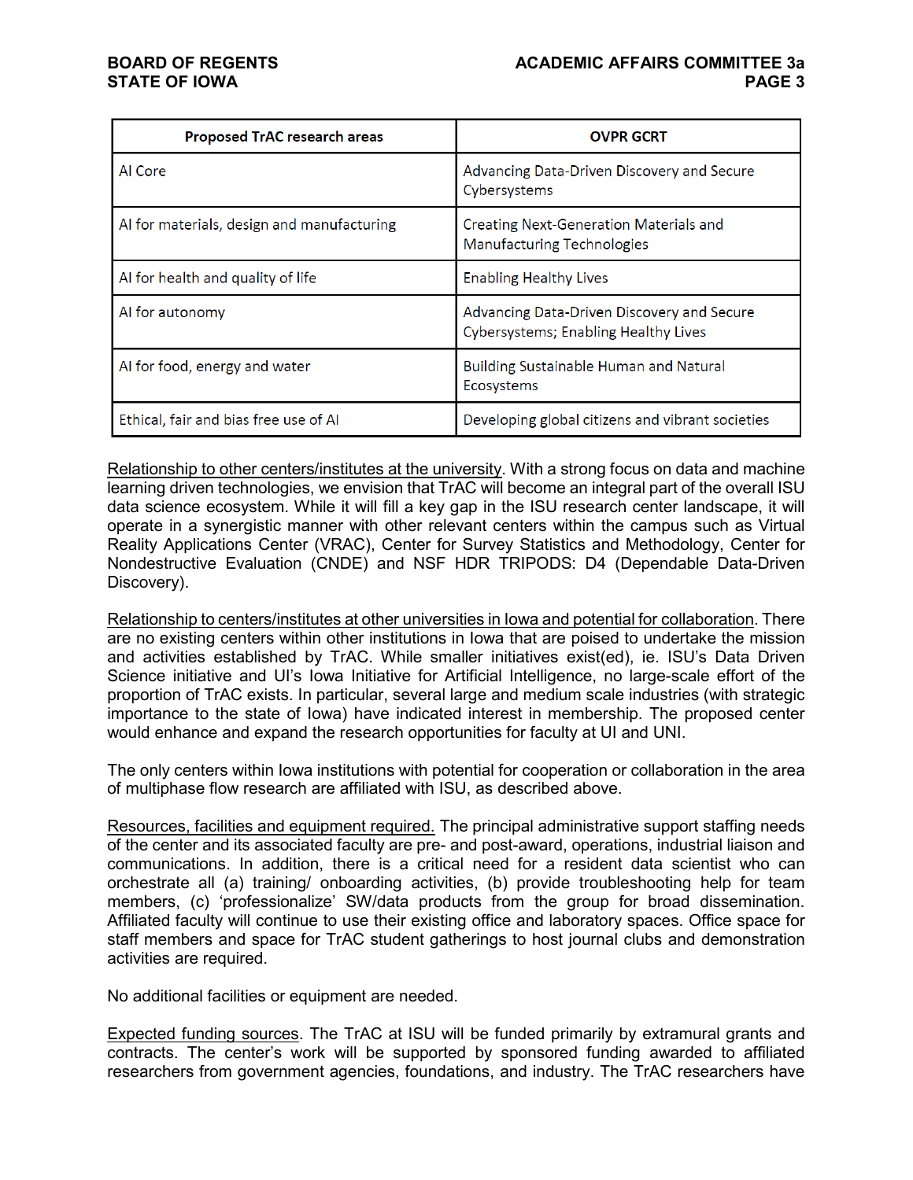| Proposed TrAC research areas | OVPR GCRT |
|---|---|
| AI Core | Advancing Data-Driven Discovery and Secure Cybersystems |
| AI for materials, design and manufacturing | Creating Next-Generation Materials and Manufacturing Technologies |
| AI for health and quality of life | Enabling Healthy Lives |
| AI for autonomy | Advancing Data-Driven Discovery and Secure Cybersystems; Enabling Healthy Lives |
| AI for food, energy and water | Building Sustainable Human and Natural Ecosystems |
| Ethical, fair and bias free use of AI | Developing global citizens and vibrant societies |

Relationship to other centers/institutes at the university. With a strong focus on data and machine learning driven technologies, we envision that TrAC will become an integral part of the overall ISU data science ecosystem. While it will fill a key gap in the ISU research center landscape, it will operate in a synergistic manner with other relevant centers within the campus such as Virtual Reality Applications Center (VRAC), Center for Survey Statistics and Methodology, Center for Nondestructive Evaluation (CNDE) and NSF HDR TRIPODS: D4 (Dependable Data-Driven Discovery).

Relationship to centers/institutes at other universities in Iowa and potential for collaboration. There are no existing centers within other institutions in Iowa that are poised to undertake the mission and activities established by TrAC. While smaller initiatives exist(ed), ie. ISU's Data Driven Science initiative and UI's Iowa Initiative for Artificial Intelligence, no large-scale effort of the proportion of TrAC exists. In particular, several large and medium scale industries (with strategic importance to the state of Iowa) have indicated interest in membership. The proposed center would enhance and expand the research opportunities for faculty at UI and UNI.

The only centers within Iowa institutions with potential for cooperation or collaboration in the area of multiphase flow research are affiliated with ISU, as described above.

Resources, facilities and equipment required. The principal administrative support staffing needs of the center and its associated faculty are pre- and post-award, operations, industrial liaison and communications. In addition, there is a critical need for a resident data scientist who can orchestrate all (a) training/ onboarding activities, (b) provide troubleshooting help for team members, (c) 'professionalize' SW/data products from the group for broad dissemination. Affiliated faculty will continue to use their existing office and laboratory spaces. Office space for staff members and space for TrAC student gatherings to host journal clubs and demonstration activities are required.

No additional facilities or equipment are needed.

Expected funding sources. The TrAC at ISU will be funded primarily by extramural grants and contracts. The center's work will be supported by sponsored funding awarded to affiliated researchers from government agencies, foundations, and industry. The TrAC researchers have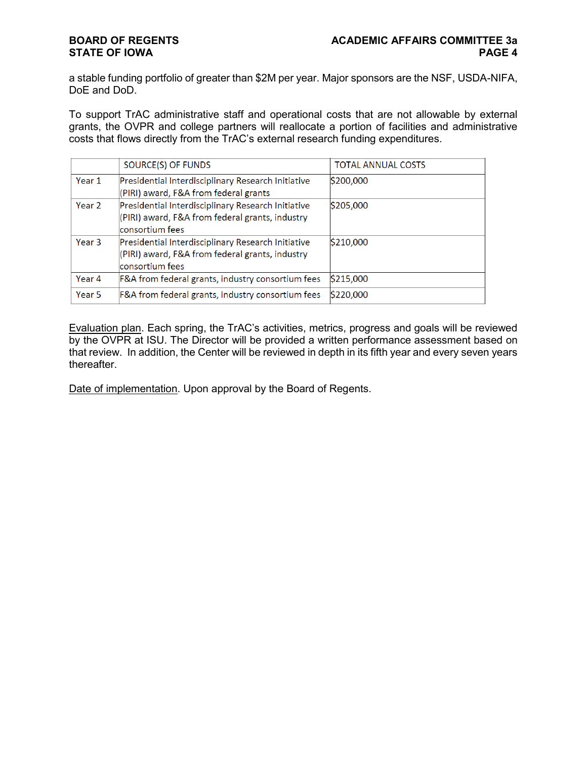a stable funding portfolio of greater than $2M per year. Major sponsors are the NSF, USDA-NIFA, DoE and DoD.

To support TrAC administrative staff and operational costs that are not allowable by external grants, the OVPR and college partners will reallocate a portion of facilities and administrative costs that flows directly from the TrAC's external research funding expenditures.

| | SOURCE(S) OF FUNDS | TOTAL ANNUAL COSTS |
|---|---|---|
| Year 1 | Presidential Interdisciplinary Research Initiative (PIRI) award, F&A from federal grants | $200,000 |
| Year 2 | Presidential Interdisciplinary Research Initiative (PIRI) award, F&A from federal grants, industry consortium fees | $205,000 |
| Year 3 | Presidential Interdisciplinary Research Initiative (PIRI) award, F&A from federal grants, industry consortium fees | $210,000 |
| Year 4 | F&A from federal grants, industry consortium fees | $215,000 |
| Year 5 | F&A from federal grants, industry consortium fees | $220,000 |

<u>Evaluation plan</u>. Each spring, the TrAC's activities, metrics, progress and goals will be reviewed by the OVPR at ISU. The Director will be provided a written performance assessment based on that review. In addition, the Center will be reviewed in depth in its fifth year and every seven years thereafter.

<u>Date of implementation</u>. Upon approval by the Board of Regents.